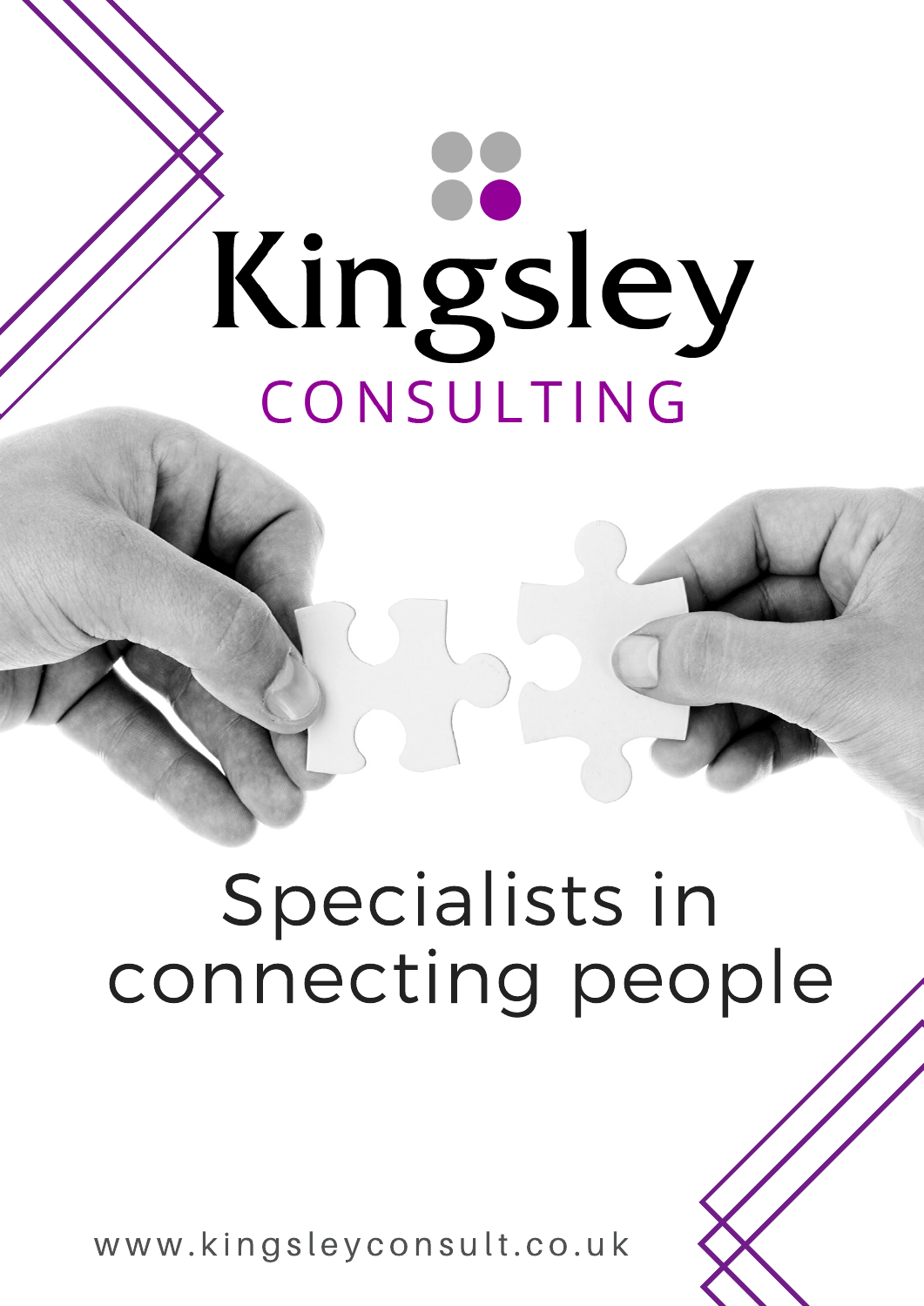# Kingsley

## CONSULTING

Specialists in connecting people

www.kingsleyconsult.co.uk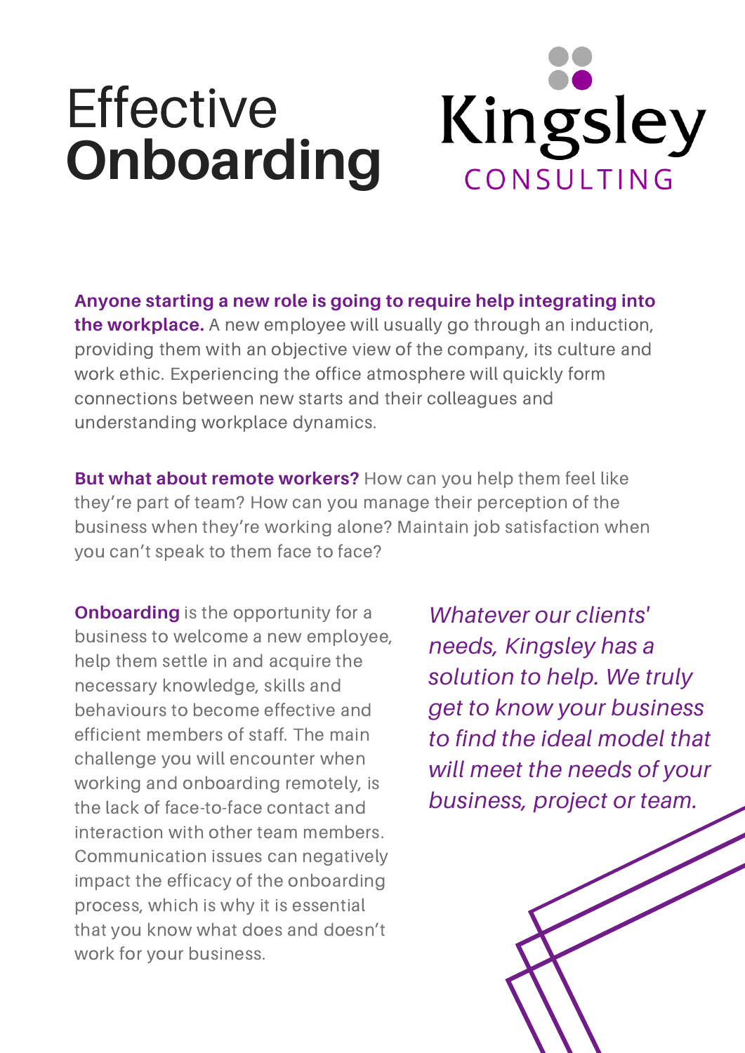# Effective **Onboarding**

Kingsley CONSULTING

**Anyone starting a new role is going to require help integrating into the workplace.** A new employee will usually go through an induction, providing them with an objective view of the company, its culture and work ethic. Experiencing the office atmosphere will quickly form connections between new starts and their colleagues and understanding workplace dynamics.

**But what about remote workers?** How can you help them feel like they're part of team? How can you manage their perception of the business when they're working alone? Maintain job satisfaction when you can't speak to them face to face?

**Onboarding** is the opportunity for a business to welcome a new employee, help them settle in and acquire the necessary knowledge, skills and behaviours to become effective and efficient members of staff. The main challenge you will encounter when working and onboarding remotely, is the lack of face-to-face contact and interaction with other team members. Communication issues can negatively impact the efficacy of the onboarding process, which is why it is essential that you know what does and doesn't work for your business.

*Whatever our clients' needs, Kingsley has a solution to help. We truly get to know your business to find the ideal model that will meet the needs of your business, project or team.*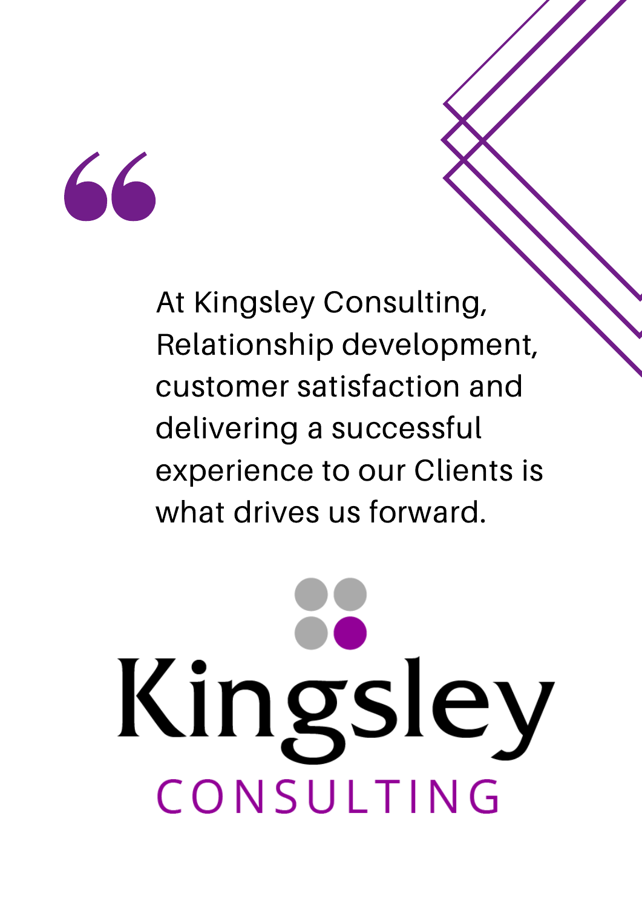> At Kingsley Consulting, Relationship development, customer satisfaction and delivering a successful experience to our Clients is what drives us forward.

Kingsley
CONSULTING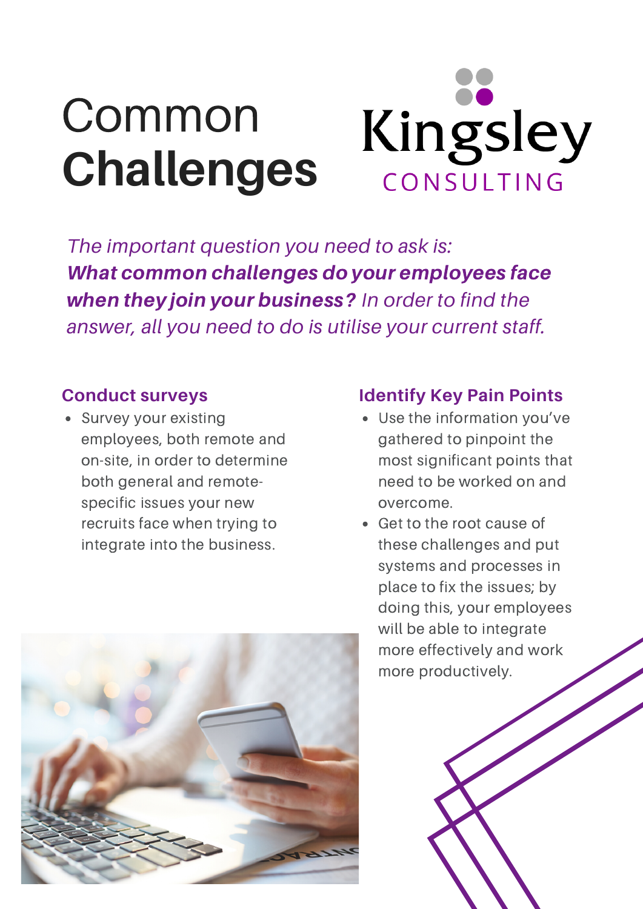# Common **Challenges**

Kingsley CONSULTING

*The important question you need to ask is:* ***What common challenges do your employees face when they join your business?*** *In order to find the answer, all you need to do is utilise your current staff.*

### Conduct surveys

- Survey your existing employees, both remote and on-site, in order to determine both general and remote-specific issues your new recruits face when trying to integrate into the business.

### Identify Key Pain Points

- Use the information you've gathered to pinpoint the most significant points that need to be worked on and overcome.
- Get to the root cause of these challenges and put systems and processes in place to fix the issues; by doing this, your employees will be able to integrate more effectively and work more productively.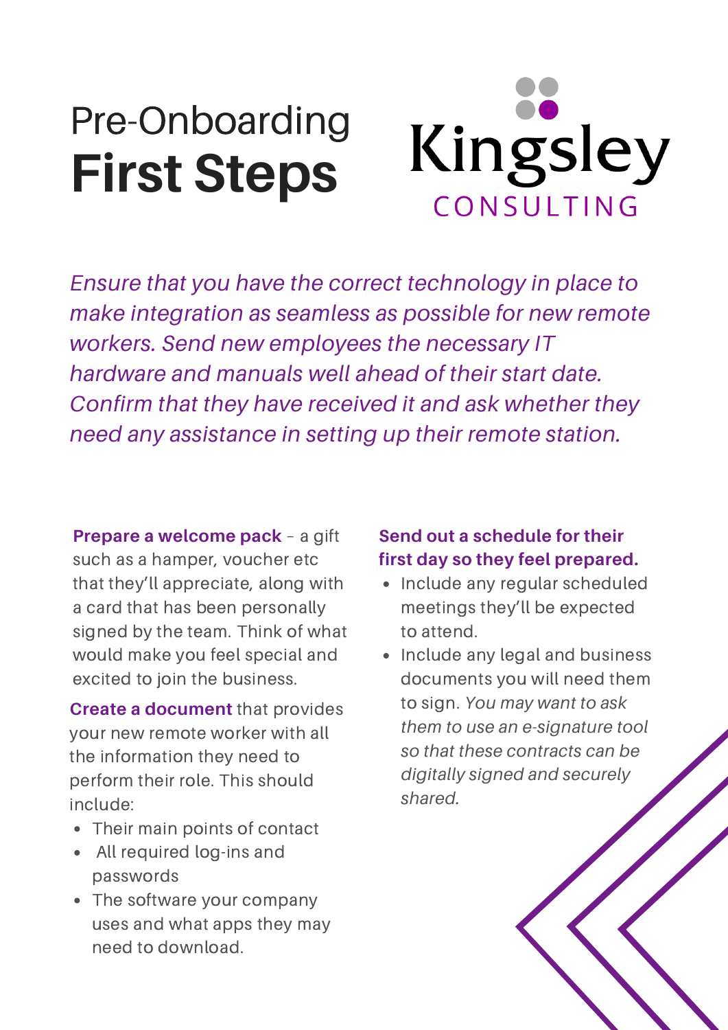# Pre-Onboarding **First Steps**

Kingsley CONSULTING

*Ensure that you have the correct technology in place to make integration as seamless as possible for new remote workers. Send new employees the necessary IT hardware and manuals well ahead of their start date. Confirm that they have received it and ask whether they need any assistance in setting up their remote station.*

**Prepare a welcome pack** – a gift such as a hamper, voucher etc that they'll appreciate, along with a card that has been personally signed by the team. Think of what would make you feel special and excited to join the business.

**Create a document** that provides your new remote worker with all the information they need to perform their role. This should include:

- Their main points of contact
- All required log-ins and passwords
- The software your company uses and what apps they may need to download.

**Send out a schedule for their first day so they feel prepared.**

- Include any regular scheduled meetings they'll be expected to attend.
- Include any legal and business documents you will need them to sign. *You may want to ask them to use an e-signature tool so that these contracts can be digitally signed and securely shared.*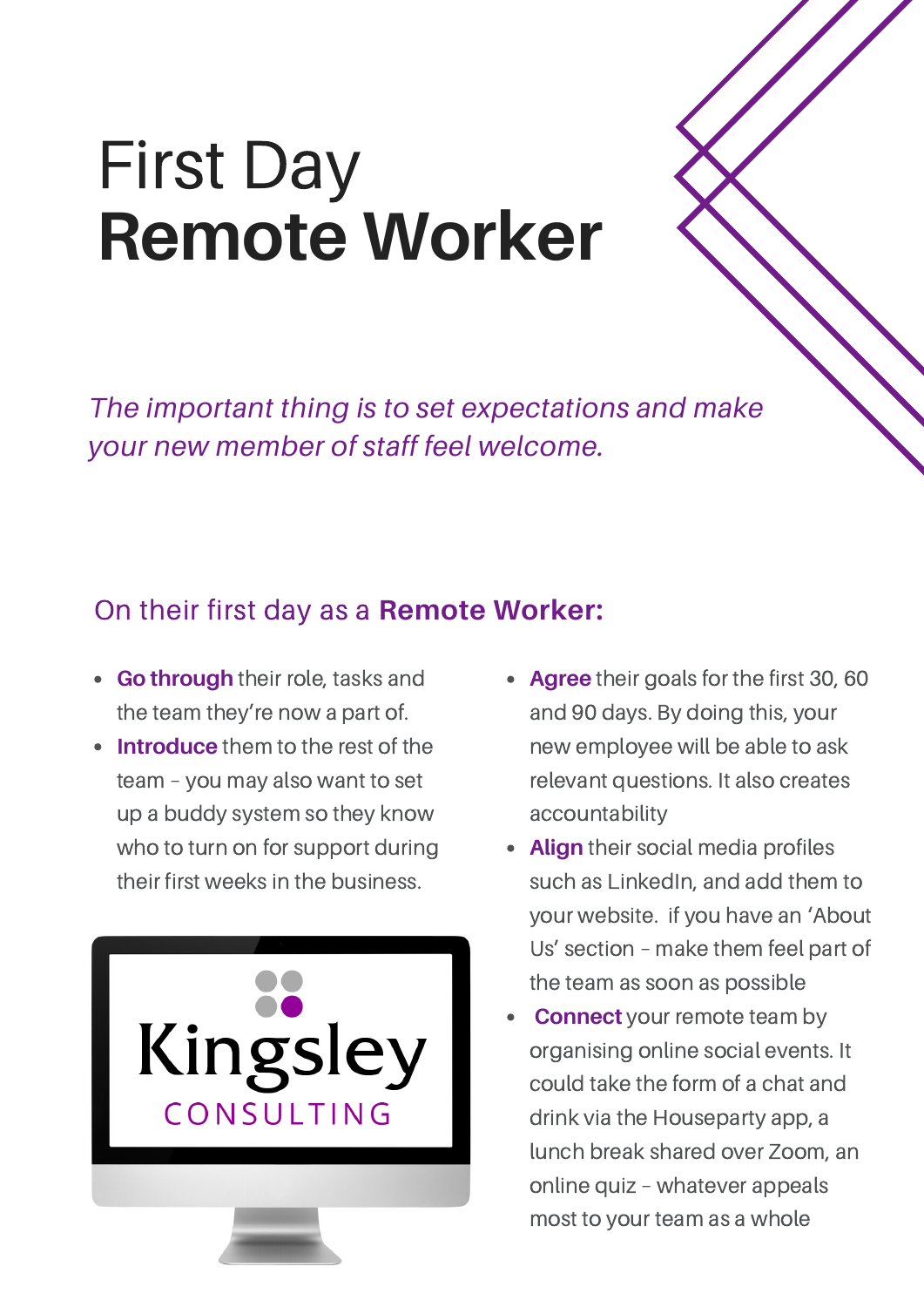# First Day
# **Remote Worker**

*The important thing is to set expectations and make your new member of staff feel welcome.*

## On their first day as a **Remote Worker:**

- **Go through** their role, tasks and the team they're now a part of.
- **Introduce** them to the rest of the team – you may also want to set up a buddy system so they know who to turn on for support during their first weeks in the business.
- **Agree** their goals for the first 30, 60 and 90 days. By doing this, your new employee will be able to ask relevant questions. It also creates accountability
- **Align** their social media profiles such as LinkedIn, and add them to your website.  if you have an 'About Us' section – make them feel part of the team as soon as possible
- **Connect** your remote team by organising online social events. It could take the form of a chat and drink via the Houseparty app, a lunch break shared over Zoom, an online quiz – whatever appeals most to your team as a whole

Kingsley
CONSULTING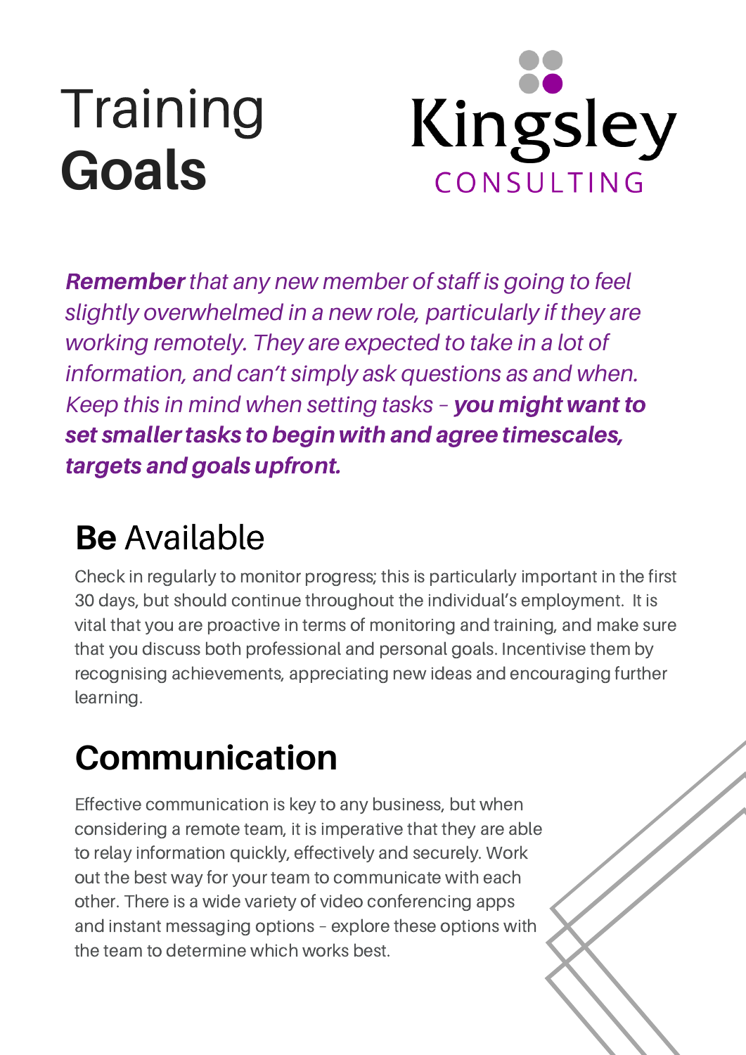# Training **Goals**

Kingsley CONSULTING

***Remember*** *that any new member of staff is going to feel slightly overwhelmed in a new role, particularly if they are working remotely. They are expected to take in a lot of information, and can't simply ask questions as and when. Keep this in mind when setting tasks –* ***you might want to set smaller tasks to begin with and agree timescales, targets and goals upfront.***

## **Be** Available

Check in regularly to monitor progress; this is particularly important in the first 30 days, but should continue throughout the individual's employment. It is vital that you are proactive in terms of monitoring and training, and make sure that you discuss both professional and personal goals. Incentivise them by recognising achievements, appreciating new ideas and encouraging further learning.

## **Communication**

Effective communication is key to any business, but when considering a remote team, it is imperative that they are able to relay information quickly, effectively and securely. Work out the best way for your team to communicate with each other. There is a wide variety of video conferencing apps and instant messaging options – explore these options with the team to determine which works best.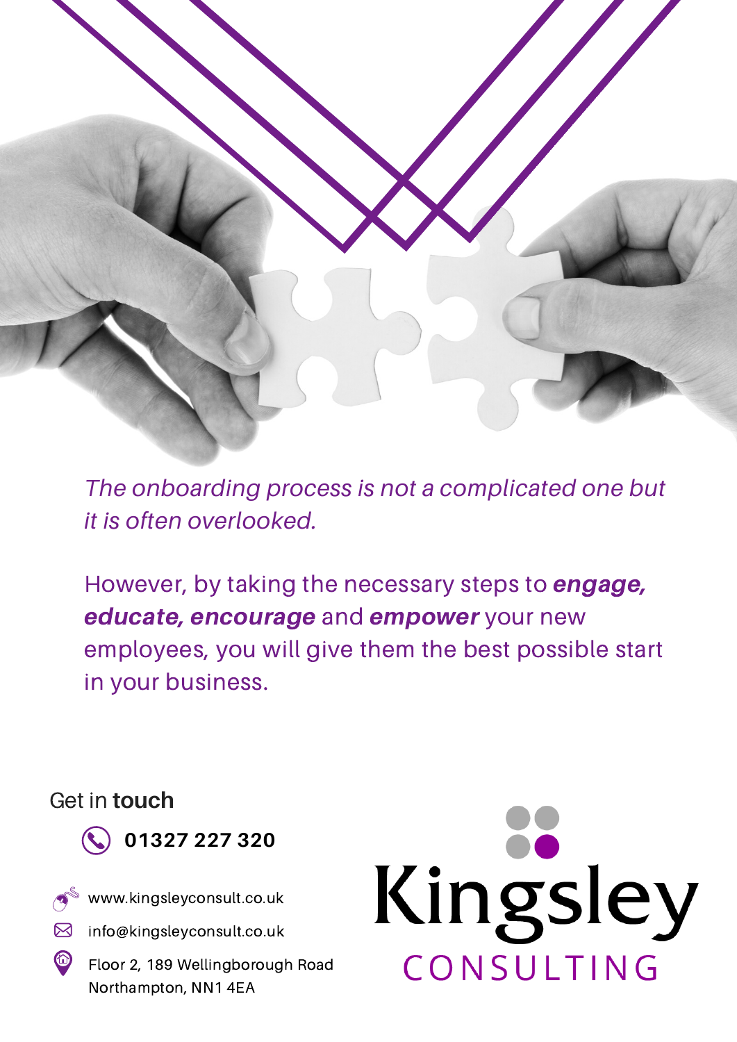*The onboarding process is not a complicated one but it is often overlooked.*

However, by taking the necessary steps to ***engage, educate, encourage*** and ***empower*** your new employees, you will give them the best possible start in your business.

Get in **touch**

**01327 227 320**

www.kingsleyconsult.co.uk

info@kingsleyconsult.co.uk

Floor 2, 189 Wellingborough Road
Northampton, NN1 4EA

Kingsley
CONSULTING